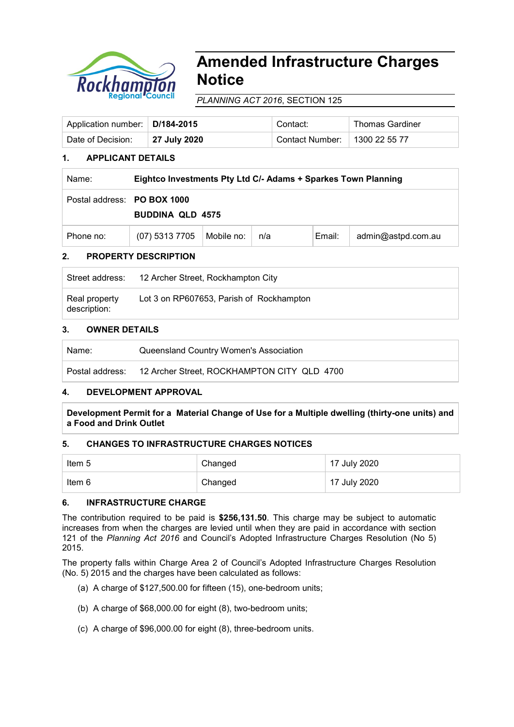# Amended Infrastructure Charges Notice

*PLANNING ACT 2016*, SECTION 125

| | | | |
|---|---|---|---|
| Application number: | **D/184-2015** | Contact: | Thomas Gardiner |
| Date of Decision: | **27 July 2020** | Contact Number: | 1300 22 55 77 |

## 1. APPLICANT DETAILS

| | | | | | |
|---|---|---|---|---|---|
| Name: | **Eightco Investments Pty Ltd C/- Adams + Sparkes Town Planning** | | | | |
| Postal address: | **PO BOX 1000**<br>**BUDDINA QLD 4575** | | | | |
| Phone no: | (07) 5313 7705 | Mobile no: | n/a | Email: | admin@astpd.com.au |

## 2. PROPERTY DESCRIPTION

| | |
|---|---|
| Street address: | 12 Archer Street, Rockhampton City |
| Real property description: | Lot 3 on RP607653, Parish of Rockhampton |

## 3. OWNER DETAILS

| | |
|---|---|
| Name: | Queensland Country Women's Association |
| Postal address: | 12 Archer Street, ROCKHAMPTON CITY QLD 4700 |

## 4. DEVELOPMENT APPROVAL

**Development Permit for a Material Change of Use for a Multiple dwelling (thirty-one units) and a Food and Drink Outlet**

## 5. CHANGES TO INFRASTRUCTURE CHARGES NOTICES

| | | |
|---|---|---|
| Item 5 | Changed | 17 July 2020 |
| Item 6 | Changed | 17 July 2020 |

## 6. INFRASTRUCTURE CHARGE

The contribution required to be paid is **$256,131.50**. This charge may be subject to automatic increases from when the charges are levied until when they are paid in accordance with section 121 of the *Planning Act 2016* and Council's Adopted Infrastructure Charges Resolution (No 5) 2015.

The property falls within Charge Area 2 of Council's Adopted Infrastructure Charges Resolution (No. 5) 2015 and the charges have been calculated as follows:

(a) A charge of $127,500.00 for fifteen (15), one-bedroom units;

(b) A charge of $68,000.00 for eight (8), two-bedroom units;

(c) A charge of $96,000.00 for eight (8), three-bedroom units.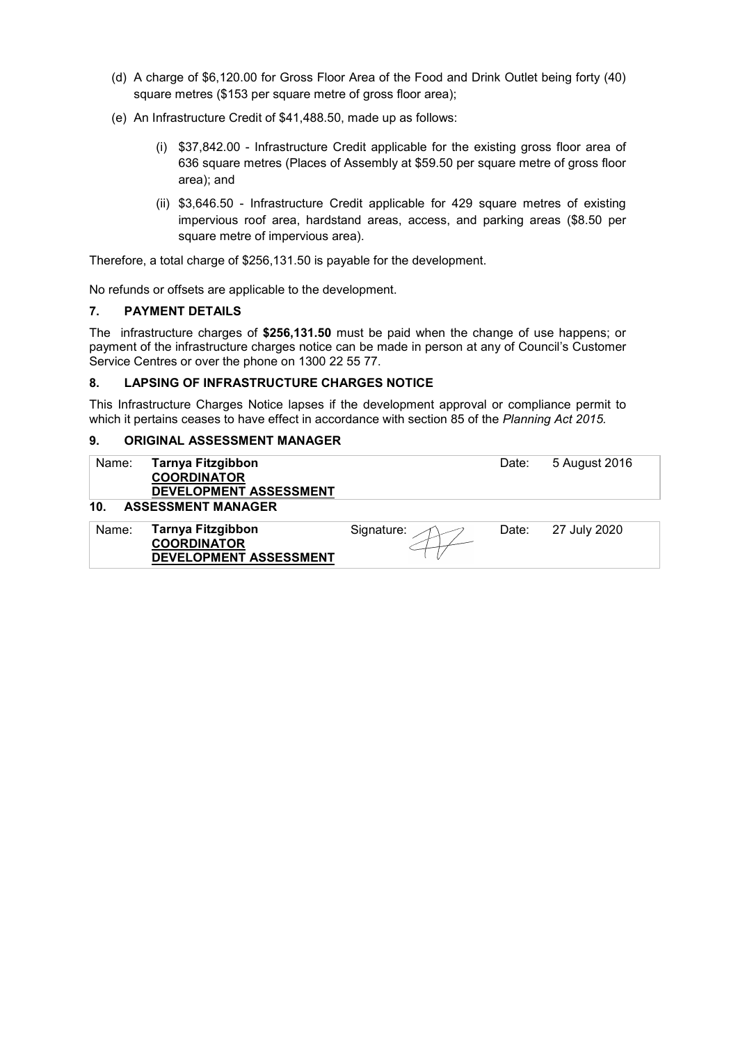(d) A charge of $6,120.00 for Gross Floor Area of the Food and Drink Outlet being forty (40) square metres ($153 per square metre of gross floor area);

(e) An Infrastructure Credit of $41,488.50, made up as follows:

(i) $37,842.00 - Infrastructure Credit applicable for the existing gross floor area of 636 square metres (Places of Assembly at $59.50 per square metre of gross floor area); and

(ii) $3,646.50 - Infrastructure Credit applicable for 429 square metres of existing impervious roof area, hardstand areas, access, and parking areas ($8.50 per square metre of impervious area).

Therefore, a total charge of $256,131.50 is payable for the development.

No refunds or offsets are applicable to the development.

## 7. PAYMENT DETAILS

The infrastructure charges of **$256,131.50** must be paid when the change of use happens; or payment of the infrastructure charges notice can be made in person at any of Council's Customer Service Centres or over the phone on 1300 22 55 77.

## 8. LAPSING OF INFRASTRUCTURE CHARGES NOTICE

This Infrastructure Charges Notice lapses if the development approval or compliance permit to which it pertains ceases to have effect in accordance with section 85 of the *Planning Act 2015.*

## 9. ORIGINAL ASSESSMENT MANAGER

| | | | |
|---|---|---|---|
| Name: | **Tarnya Fitzgibbon** **COORDINATOR** **DEVELOPMENT ASSESSMENT** | Date: | 5 August 2016 |

## 10. ASSESSMENT MANAGER

| | | | | | |
|---|---|---|---|---|---|
| Name: | **Tarnya Fitzgibbon** **COORDINATOR** **DEVELOPMENT ASSESSMENT** | Signature: | | Date: | 27 July 2020 |